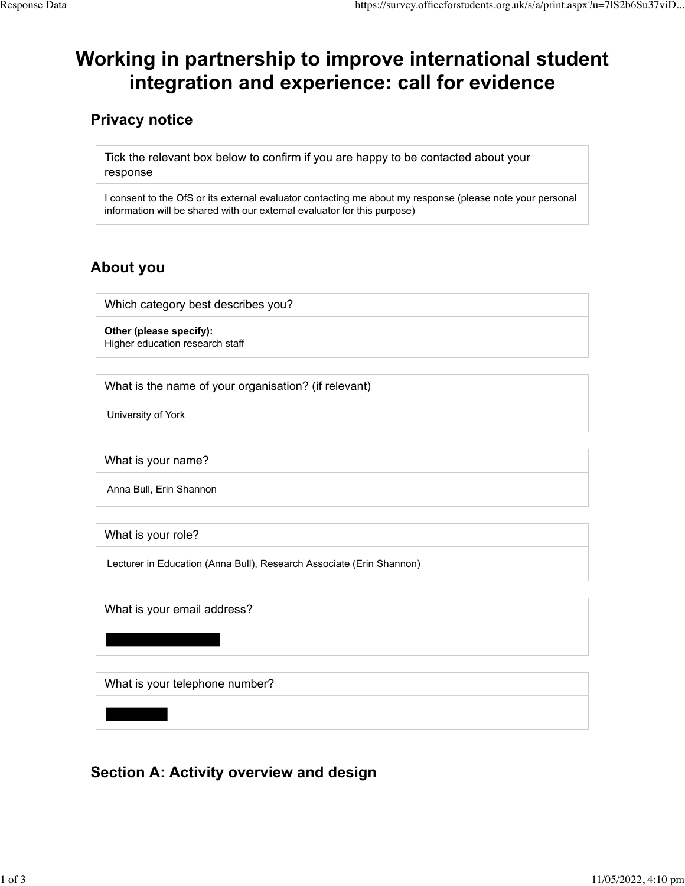# Working in partnership to improve international student integration and experience: call for evidence

## Privacy notice

| Tick the relevant box below to confirm if you are happy to be contacted about your response |
|---|
| I consent to the OfS or its external evaluator contacting me about my response (please note your personal information will be shared with our external evaluator for this purpose) |

## About you

| Which category best describes you? |
|---|
| **Other (please specify):**<br>Higher education research staff |

| What is the name of your organisation? (if relevant) |
|---|
| University of York |

| What is your name? |
|---|
| Anna Bull, Erin Shannon |

| What is your role? |
|---|
| Lecturer in Education (Anna Bull), Research Associate (Erin Shannon) |

| What is your email address? |
|---|
| [redacted] |

| What is your telephone number? |
|---|
| [redacted] |

## Section A: Activity overview and design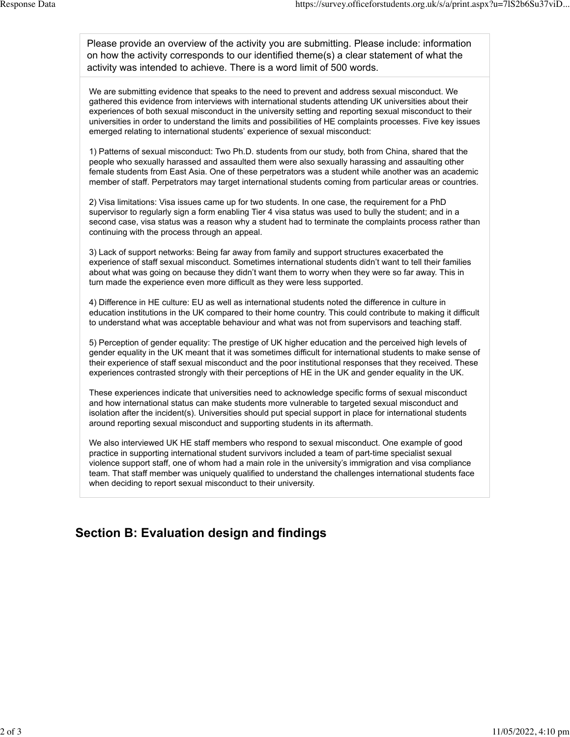Please provide an overview of the activity you are submitting. Please include: information on how the activity corresponds to our identified theme(s) a clear statement of what the activity was intended to achieve. There is a word limit of 500 words.

We are submitting evidence that speaks to the need to prevent and address sexual misconduct. We gathered this evidence from interviews with international students attending UK universities about their experiences of both sexual misconduct in the university setting and reporting sexual misconduct to their universities in order to understand the limits and possibilities of HE complaints processes. Five key issues emerged relating to international students' experience of sexual misconduct:

1) Patterns of sexual misconduct: Two Ph.D. students from our study, both from China, shared that the people who sexually harassed and assaulted them were also sexually harassing and assaulting other female students from East Asia. One of these perpetrators was a student while another was an academic member of staff. Perpetrators may target international students coming from particular areas or countries.

2) Visa limitations: Visa issues came up for two students. In one case, the requirement for a PhD supervisor to regularly sign a form enabling Tier 4 visa status was used to bully the student; and in a second case, visa status was a reason why a student had to terminate the complaints process rather than continuing with the process through an appeal.

3) Lack of support networks: Being far away from family and support structures exacerbated the experience of staff sexual misconduct. Sometimes international students didn't want to tell their families about what was going on because they didn't want them to worry when they were so far away. This in turn made the experience even more difficult as they were less supported.

4) Difference in HE culture: EU as well as international students noted the difference in culture in education institutions in the UK compared to their home country. This could contribute to making it difficult to understand what was acceptable behaviour and what was not from supervisors and teaching staff.

5) Perception of gender equality: The prestige of UK higher education and the perceived high levels of gender equality in the UK meant that it was sometimes difficult for international students to make sense of their experience of staff sexual misconduct and the poor institutional responses that they received. These experiences contrasted strongly with their perceptions of HE in the UK and gender equality in the UK.

These experiences indicate that universities need to acknowledge specific forms of sexual misconduct and how international status can make students more vulnerable to targeted sexual misconduct and isolation after the incident(s). Universities should put special support in place for international students around reporting sexual misconduct and supporting students in its aftermath.

We also interviewed UK HE staff members who respond to sexual misconduct. One example of good practice in supporting international student survivors included a team of part-time specialist sexual violence support staff, one of whom had a main role in the university's immigration and visa compliance team. That staff member was uniquely qualified to understand the challenges international students face when deciding to report sexual misconduct to their university.

## Section B: Evaluation design and findings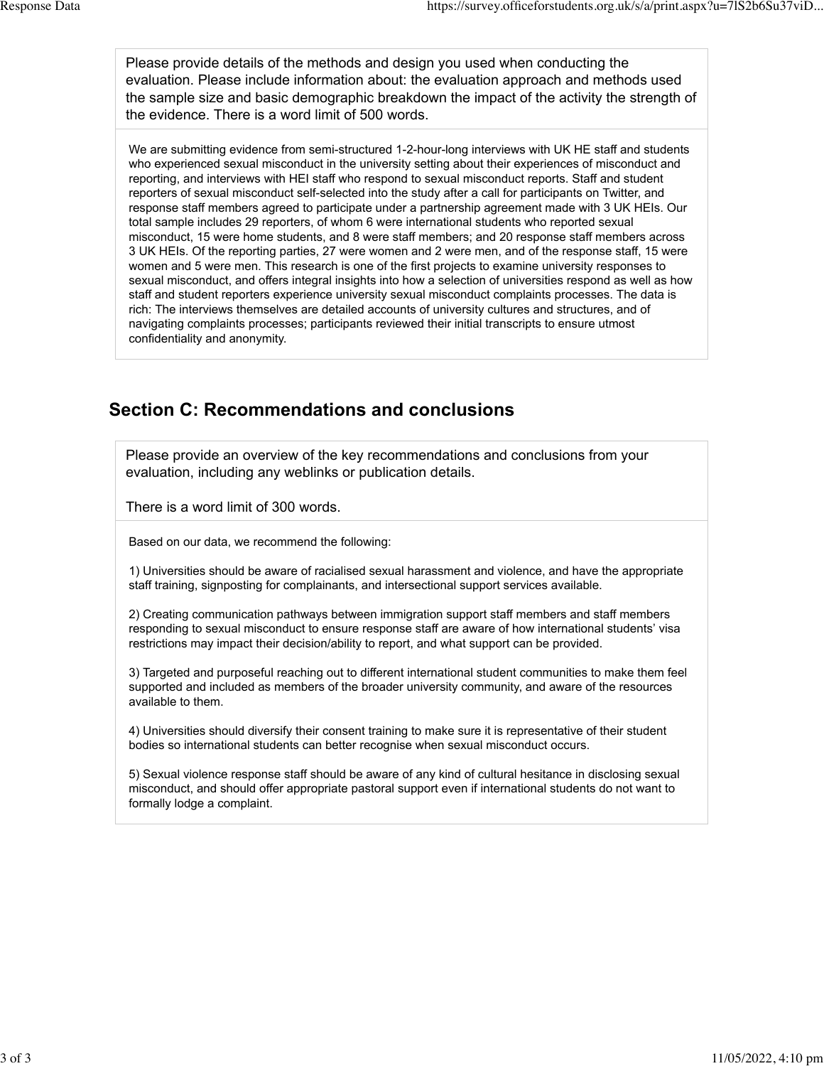Please provide details of the methods and design you used when conducting the evaluation. Please include information about: the evaluation approach and methods used the sample size and basic demographic breakdown the impact of the activity the strength of the evidence. There is a word limit of 500 words.

We are submitting evidence from semi-structured 1-2-hour-long interviews with UK HE staff and students who experienced sexual misconduct in the university setting about their experiences of misconduct and reporting, and interviews with HEI staff who respond to sexual misconduct reports. Staff and student reporters of sexual misconduct self-selected into the study after a call for participants on Twitter, and response staff members agreed to participate under a partnership agreement made with 3 UK HEIs. Our total sample includes 29 reporters, of whom 6 were international students who reported sexual misconduct, 15 were home students, and 8 were staff members; and 20 response staff members across 3 UK HEIs. Of the reporting parties, 27 were women and 2 were men, and of the response staff, 15 were women and 5 were men. This research is one of the first projects to examine university responses to sexual misconduct, and offers integral insights into how a selection of universities respond as well as how staff and student reporters experience university sexual misconduct complaints processes. The data is rich: The interviews themselves are detailed accounts of university cultures and structures, and of navigating complaints processes; participants reviewed their initial transcripts to ensure utmost confidentiality and anonymity.

## Section C: Recommendations and conclusions

Please provide an overview of the key recommendations and conclusions from your evaluation, including any weblinks or publication details.

There is a word limit of 300 words.

Based on our data, we recommend the following:

1) Universities should be aware of racialised sexual harassment and violence, and have the appropriate staff training, signposting for complainants, and intersectional support services available.

2) Creating communication pathways between immigration support staff members and staff members responding to sexual misconduct to ensure response staff are aware of how international students' visa restrictions may impact their decision/ability to report, and what support can be provided.

3) Targeted and purposeful reaching out to different international student communities to make them feel supported and included as members of the broader university community, and aware of the resources available to them.

4) Universities should diversify their consent training to make sure it is representative of their student bodies so international students can better recognise when sexual misconduct occurs.

5) Sexual violence response staff should be aware of any kind of cultural hesitance in disclosing sexual misconduct, and should offer appropriate pastoral support even if international students do not want to formally lodge a complaint.